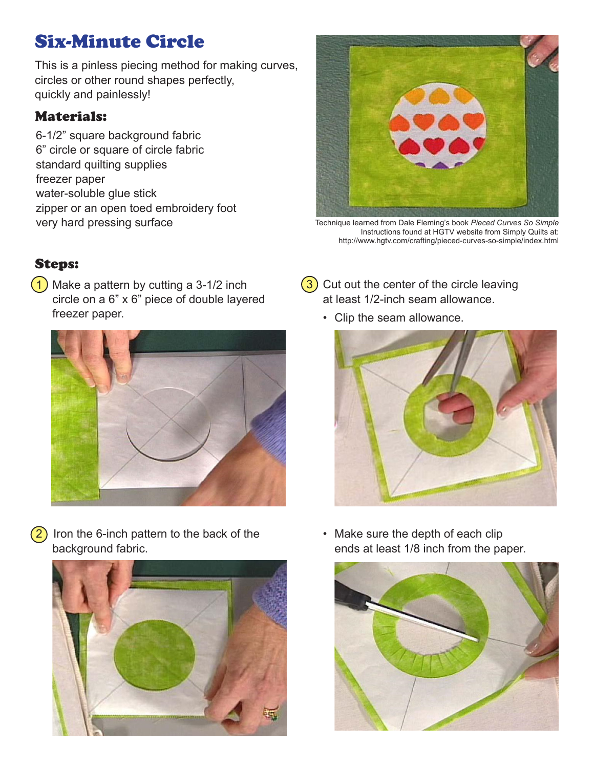# Six-Minute Circle

This is a pinless piecing method for making curves, circles or other round shapes perfectly, quickly and painlessly!

## Materials:

- 6-1/2" square background fabric
- 6" circle or square of circle fabric
- standard quilting supplies
- freezer paper
- water-soluble glue stick
- zipper or an open toed embroidery foot
- very hard pressing surface

Technique learned from Dale Fleming's book *Pieced Curves So Simple*
Instructions found at HGTV website from Simply Quilts at:
http://www.hgtv.com/crafting/pieced-curves-so-simple/index.html

## Steps:

1. Make a pattern by cutting a 3-1/2 inch circle on a 6" x 6" piece of double layered freezer paper.

2. Iron the 6-inch pattern to the back of the background fabric.

3. Cut out the center of the circle leaving at least 1/2-inch seam allowance.
   - Clip the seam allowance.
   - Make sure the depth of each clip ends at least 1/8 inch from the paper.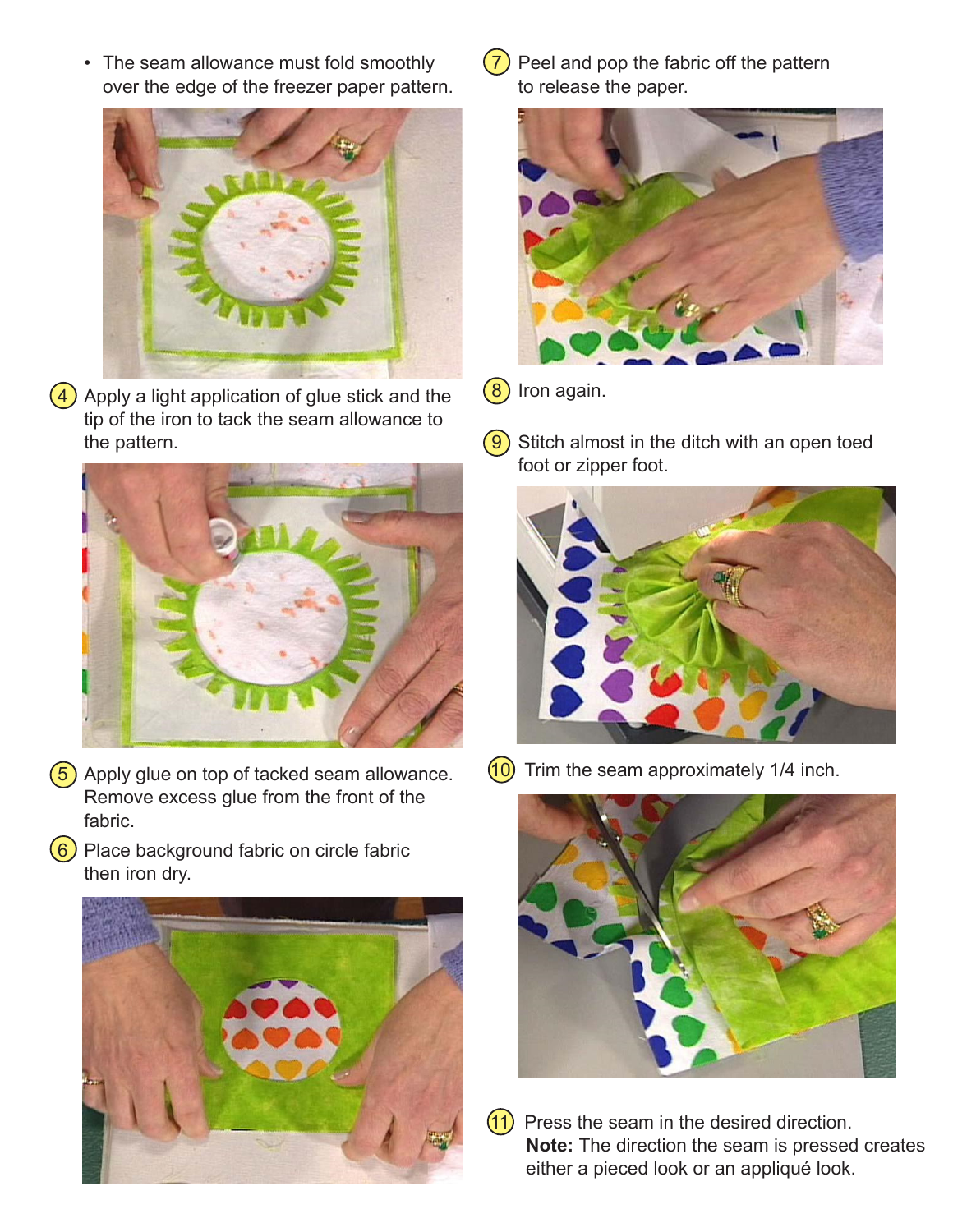- The seam allowance must fold smoothly over the edge of the freezer paper pattern.

4. Apply a light application of glue stick and the tip of the iron to tack the seam allowance to the pattern.

5. Apply glue on top of tacked seam allowance. Remove excess glue from the front of the fabric.

6. Place background fabric on circle fabric then iron dry.

7. Peel and pop the fabric off the pattern to release the paper.

8. Iron again.

9. Stitch almost in the ditch with an open toed foot or zipper foot.

10. Trim the seam approximately 1/4 inch.

11. Press the seam in the desired direction.
 **Note:** The direction the seam is pressed creates either a pieced look or an appliqué look.